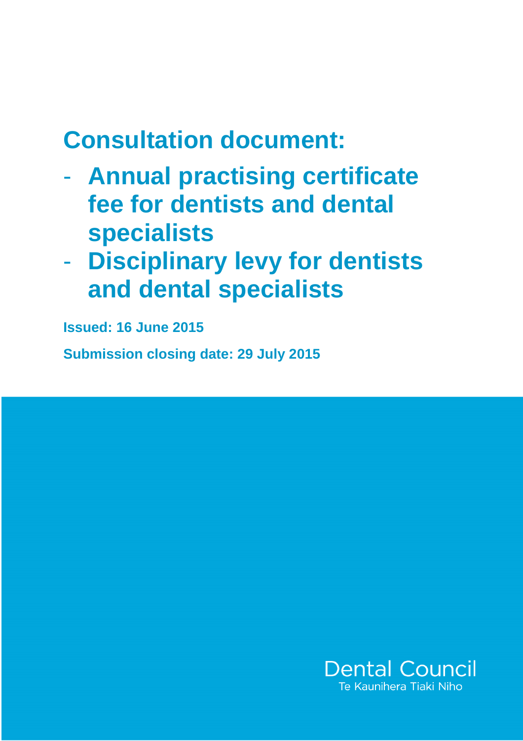# Consultation document:

- **Annual practising certificate fee for dentists and dental specialists**
- **Disciplinary levy for dentists and dental specialists**

**Issued: 16 June 2015**

**Submission closing date: 29 July 2015**

Dental Council
Te Kaunihera Tiaki Niho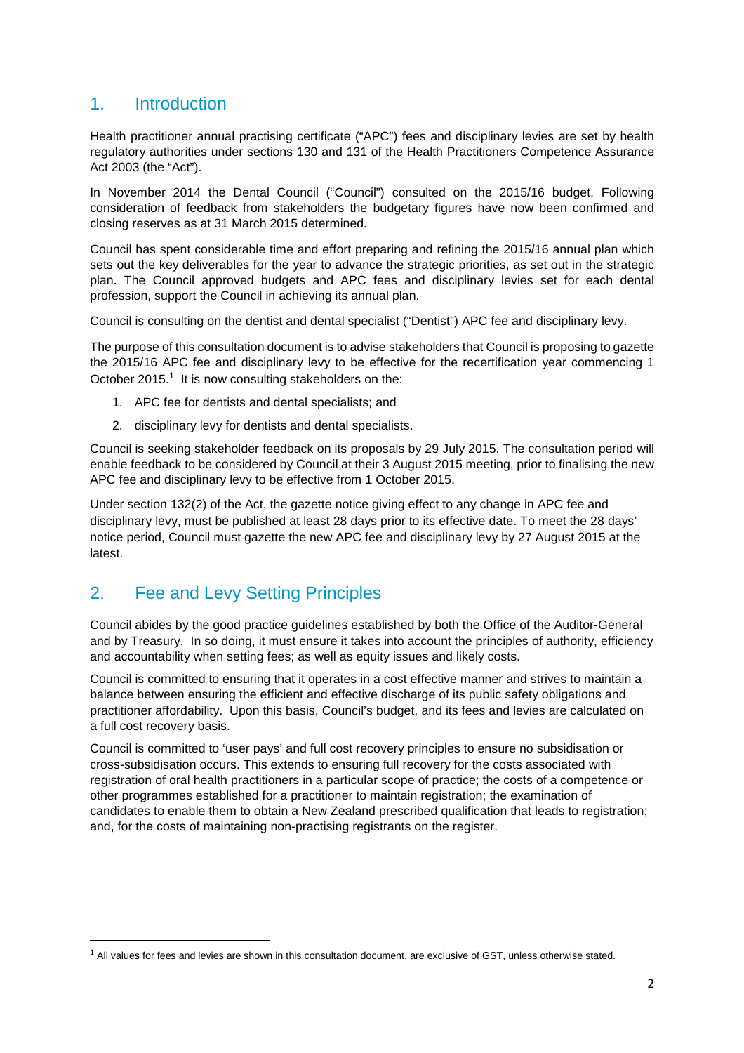## 1. Introduction

Health practitioner annual practising certificate ("APC") fees and disciplinary levies are set by health regulatory authorities under sections 130 and 131 of the Health Practitioners Competence Assurance Act 2003 (the "Act").

In November 2014 the Dental Council ("Council") consulted on the 2015/16 budget. Following consideration of feedback from stakeholders the budgetary figures have now been confirmed and closing reserves as at 31 March 2015 determined.

Council has spent considerable time and effort preparing and refining the 2015/16 annual plan which sets out the key deliverables for the year to advance the strategic priorities, as set out in the strategic plan. The Council approved budgets and APC fees and disciplinary levies set for each dental profession, support the Council in achieving its annual plan.

Council is consulting on the dentist and dental specialist ("Dentist") APC fee and disciplinary levy.

The purpose of this consultation document is to advise stakeholders that Council is proposing to gazette the 2015/16 APC fee and disciplinary levy to be effective for the recertification year commencing 1 October 2015.[1] It is now consulting stakeholders on the:

1. APC fee for dentists and dental specialists; and
2. disciplinary levy for dentists and dental specialists.

Council is seeking stakeholder feedback on its proposals by 29 July 2015. The consultation period will enable feedback to be considered by Council at their 3 August 2015 meeting, prior to finalising the new APC fee and disciplinary levy to be effective from 1 October 2015.

Under section 132(2) of the Act, the gazette notice giving effect to any change in APC fee and disciplinary levy, must be published at least 28 days prior to its effective date. To meet the 28 days' notice period, Council must gazette the new APC fee and disciplinary levy by 27 August 2015 at the latest.

## 2. Fee and Levy Setting Principles

Council abides by the good practice guidelines established by both the Office of the Auditor-General and by Treasury. In so doing, it must ensure it takes into account the principles of authority, efficiency and accountability when setting fees; as well as equity issues and likely costs.

Council is committed to ensuring that it operates in a cost effective manner and strives to maintain a balance between ensuring the efficient and effective discharge of its public safety obligations and practitioner affordability. Upon this basis, Council's budget, and its fees and levies are calculated on a full cost recovery basis.

Council is committed to 'user pays' and full cost recovery principles to ensure no subsidisation or cross-subsidisation occurs. This extends to ensuring full recovery for the costs associated with registration of oral health practitioners in a particular scope of practice; the costs of a competence or other programmes established for a practitioner to maintain registration; the examination of candidates to enable them to obtain a New Zealand prescribed qualification that leads to registration; and, for the costs of maintaining non-practising registrants on the register.

---

[1] All values for fees and levies are shown in this consultation document, are exclusive of GST, unless otherwise stated.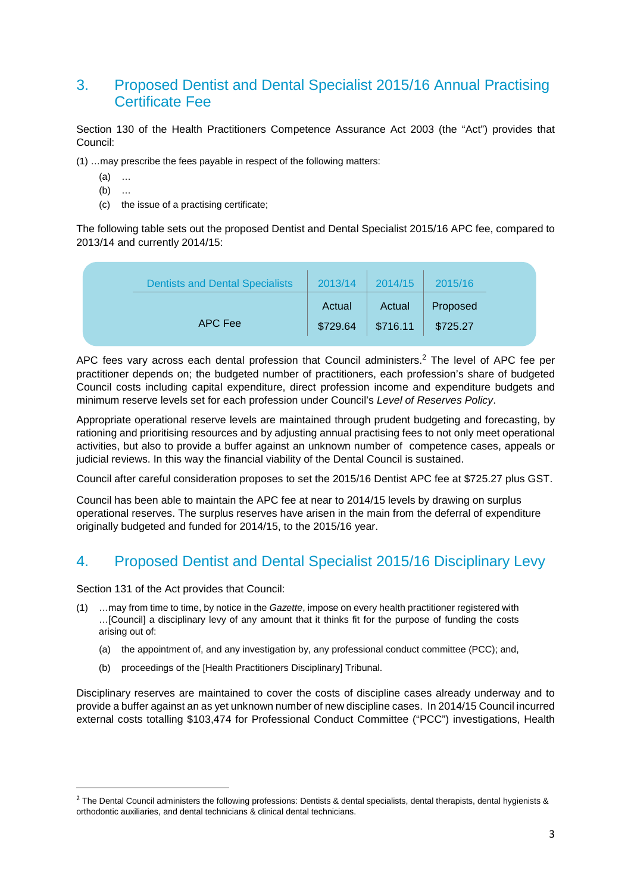## 3. Proposed Dentist and Dental Specialist 2015/16 Annual Practising Certificate Fee

Section 130 of the Health Practitioners Competence Assurance Act 2003 (the "Act") provides that Council:

(1) …may prescribe the fees payable in respect of the following matters:

- (a) …
- (b) …
- (c) the issue of a practising certificate;

The following table sets out the proposed Dentist and Dental Specialist 2015/16 APC fee, compared to 2013/14 and currently 2014/15:

| Dentists and Dental Specialists | 2013/14 | 2014/15 | 2015/16 |
|---|---|---|---|
| | Actual | Actual | Proposed |
| APC Fee | $729.64 | $716.11 | $725.27 |

APC fees vary across each dental profession that Council administers.[2] The level of APC fee per practitioner depends on; the budgeted number of practitioners, each profession's share of budgeted Council costs including capital expenditure, direct profession income and expenditure budgets and minimum reserve levels set for each profession under Council's *Level of Reserves Policy*.

Appropriate operational reserve levels are maintained through prudent budgeting and forecasting, by rationing and prioritising resources and by adjusting annual practising fees to not only meet operational activities, but also to provide a buffer against an unknown number of competence cases, appeals or judicial reviews. In this way the financial viability of the Dental Council is sustained.

Council after careful consideration proposes to set the 2015/16 Dentist APC fee at $725.27 plus GST.

Council has been able to maintain the APC fee at near to 2014/15 levels by drawing on surplus operational reserves. The surplus reserves have arisen in the main from the deferral of expenditure originally budgeted and funded for 2014/15, to the 2015/16 year.

## 4. Proposed Dentist and Dental Specialist 2015/16 Disciplinary Levy

Section 131 of the Act provides that Council:

(1) …may from time to time, by notice in the *Gazette*, impose on every health practitioner registered with …[Council] a disciplinary levy of any amount that it thinks fit for the purpose of funding the costs arising out of:

- (a) the appointment of, and any investigation by, any professional conduct committee (PCC); and,
- (b) proceedings of the [Health Practitioners Disciplinary] Tribunal.

Disciplinary reserves are maintained to cover the costs of discipline cases already underway and to provide a buffer against an as yet unknown number of new discipline cases. In 2014/15 Council incurred external costs totalling $103,474 for Professional Conduct Committee ("PCC") investigations, Health

[2] The Dental Council administers the following professions: Dentists & dental specialists, dental therapists, dental hygienists & orthodontic auxiliaries, and dental technicians & clinical dental technicians.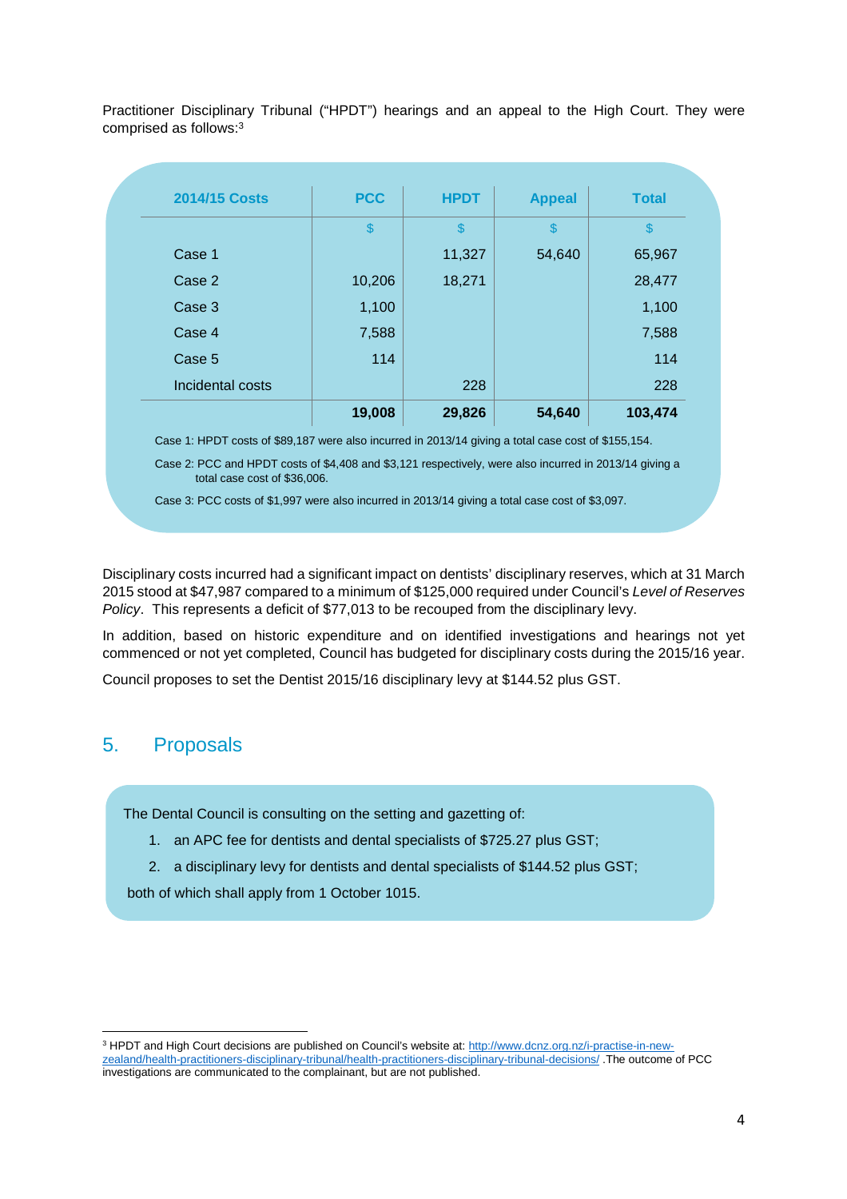Practitioner Disciplinary Tribunal ("HPDT") hearings and an appeal to the High Court. They were comprised as follows:[3]

| 2014/15 Costs | PCC | HPDT | Appeal | Total |
|---|---|---|---|---|
| | $ | $ | $ | $ |
| Case 1 | | 11,327 | 54,640 | 65,967 |
| Case 2 | 10,206 | 18,271 | | 28,477 |
| Case 3 | 1,100 | | | 1,100 |
| Case 4 | 7,588 | | | 7,588 |
| Case 5 | 114 | | | 114 |
| Incidental costs | | 228 | | 228 |
| | **19,008** | **29,826** | **54,640** | **103,474** |

Case 1: HPDT costs of $89,187 were also incurred in 2013/14 giving a total case cost of $155,154.

Case 2: PCC and HPDT costs of $4,408 and $3,121 respectively, were also incurred in 2013/14 giving a total case cost of $36,006.

Case 3: PCC costs of $1,997 were also incurred in 2013/14 giving a total case cost of $3,097.

Disciplinary costs incurred had a significant impact on dentists' disciplinary reserves, which at 31 March 2015 stood at $47,987 compared to a minimum of $125,000 required under Council's *Level of Reserves Policy*. This represents a deficit of $77,013 to be recouped from the disciplinary levy.

In addition, based on historic expenditure and on identified investigations and hearings not yet commenced or not yet completed, Council has budgeted for disciplinary costs during the 2015/16 year.

Council proposes to set the Dentist 2015/16 disciplinary levy at $144.52 plus GST.

## 5. Proposals

The Dental Council is consulting on the setting and gazetting of:

1. an APC fee for dentists and dental specialists of $725.27 plus GST;
2. a disciplinary levy for dentists and dental specialists of $144.52 plus GST;

both of which shall apply from 1 October 1015.

[3] HPDT and High Court decisions are published on Council's website at: http://www.dcnz.org.nz/i-practise-in-new-zealand/health-practitioners-disciplinary-tribunal/health-practitioners-disciplinary-tribunal-decisions/ .The outcome of PCC investigations are communicated to the complainant, but are not published.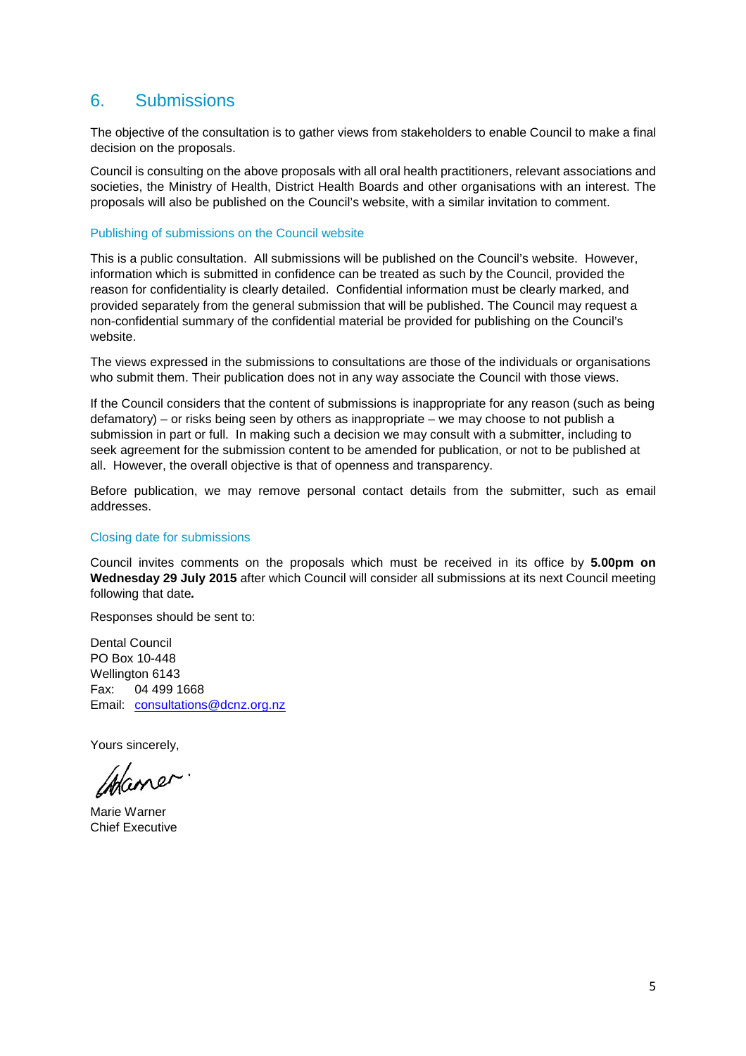## 6. Submissions

The objective of the consultation is to gather views from stakeholders to enable Council to make a final decision on the proposals.

Council is consulting on the above proposals with all oral health practitioners, relevant associations and societies, the Ministry of Health, District Health Boards and other organisations with an interest. The proposals will also be published on the Council's website, with a similar invitation to comment.

### Publishing of submissions on the Council website

This is a public consultation. All submissions will be published on the Council's website. However, information which is submitted in confidence can be treated as such by the Council, provided the reason for confidentiality is clearly detailed. Confidential information must be clearly marked, and provided separately from the general submission that will be published. The Council may request a non-confidential summary of the confidential material be provided for publishing on the Council's website.

The views expressed in the submissions to consultations are those of the individuals or organisations who submit them. Their publication does not in any way associate the Council with those views.

If the Council considers that the content of submissions is inappropriate for any reason (such as being defamatory) – or risks being seen by others as inappropriate – we may choose to not publish a submission in part or full. In making such a decision we may consult with a submitter, including to seek agreement for the submission content to be amended for publication, or not to be published at all. However, the overall objective is that of openness and transparency.

Before publication, we may remove personal contact details from the submitter, such as email addresses.

### Closing date for submissions

Council invites comments on the proposals which must be received in its office by **5.00pm on Wednesday 29 July 2015** after which Council will consider all submissions at its next Council meeting following that date*.*

Responses should be sent to:

Dental Council  
PO Box 10-448  
Wellington 6143  
Fax: 04 499 1668  
Email: consultations@dcnz.org.nz

Yours sincerely,

Marie Warner  
Chief Executive